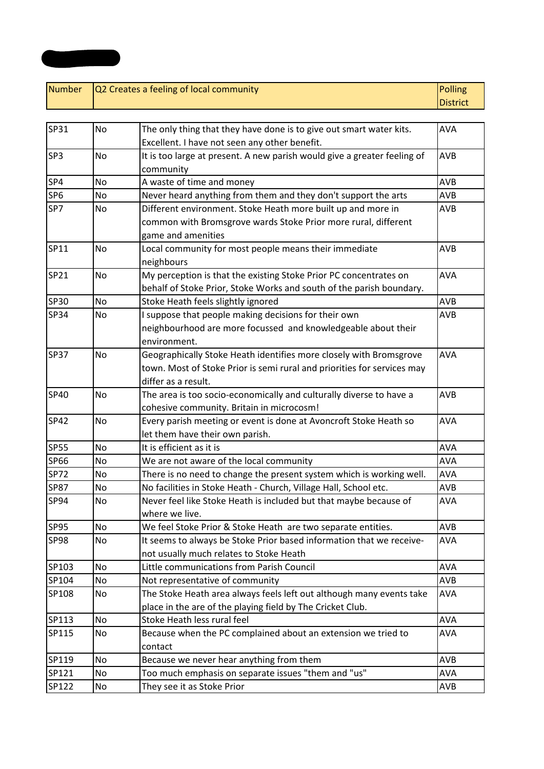| Number | Q2 Creates a feeling of local community | | Polling District |
|---|---|---|---|
| SP31 | No | The only thing that they have done is to give out smart water kits. Excellent. I have not seen any other benefit. | AVA |
| SP3 | No | It is too large at present. A new parish would give a greater feeling of community | AVB |
| SP4 | No | A waste of time and money | AVB |
| SP6 | No | Never heard anything from them and they don't support the arts | AVB |
| SP7 | No | Different environment. Stoke Heath more built up and more in common with Bromsgrove wards Stoke Prior more rural, different game and amenities | AVB |
| SP11 | No | Local community for most people means their immediate neighbours | AVB |
| SP21 | No | My perception is that the existing Stoke Prior PC concentrates on behalf of Stoke Prior, Stoke Works and south of the parish boundary. | AVA |
| SP30 | No | Stoke Heath feels slightly ignored | AVB |
| SP34 | No | I suppose that people making decisions for their own neighbourhood are more focussed and knowledgeable about their environment. | AVB |
| SP37 | No | Geographically Stoke Heath identifies more closely with Bromsgrove town. Most of Stoke Prior is semi rural and priorities for services may differ as a result. | AVA |
| SP40 | No | The area is too socio-economically and culturally diverse to have a cohesive community. Britain in microcosm! | AVB |
| SP42 | No | Every parish meeting or event is done at Avoncroft Stoke Heath so let them have their own parish. | AVA |
| SP55 | No | It is efficient as it is | AVA |
| SP66 | No | We are not aware of the local community | AVA |
| SP72 | No | There is no need to change the present system which is working well. | AVA |
| SP87 | No | No facilities in Stoke Heath - Church, Village Hall, School etc. | AVB |
| SP94 | No | Never feel like Stoke Heath is included but that maybe because of where we live. | AVA |
| SP95 | No | We feel Stoke Prior & Stoke Heath are two separate entities. | AVB |
| SP98 | No | It seems to always be Stoke Prior based information that we receive- not usually much relates to Stoke Heath | AVA |
| SP103 | No | Little communications from Parish Council | AVA |
| SP104 | No | Not representative of community | AVB |
| SP108 | No | The Stoke Heath area always feels left out although many events take place in the are of the playing field by The Cricket Club. | AVA |
| SP113 | No | Stoke Heath less rural feel | AVA |
| SP115 | No | Because when the PC complained about an extension we tried to contact | AVA |
| SP119 | No | Because we never hear anything from them | AVB |
| SP121 | No | Too much emphasis on separate issues "them and "us" | AVA |
| SP122 | No | They see it as Stoke Prior | AVB |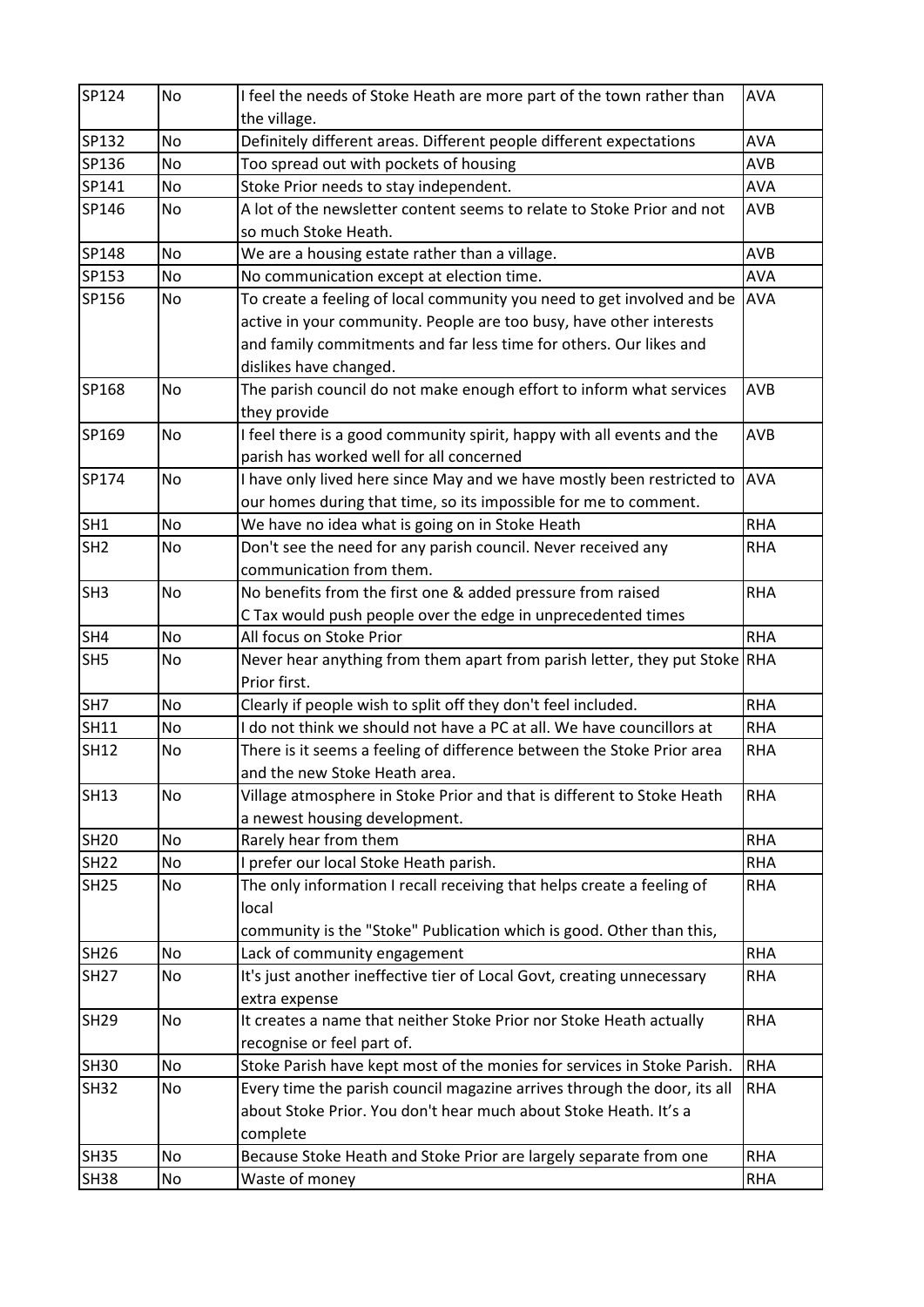| SP124 | No | I feel the needs of Stoke Heath are more part of the town rather than the village. | AVA |
|---|---|---|---|
| SP132 | No | Definitely different areas. Different people different expectations | AVA |
| SP136 | No | Too spread out with pockets of housing | AVB |
| SP141 | No | Stoke Prior needs to stay independent. | AVA |
| SP146 | No | A lot of the newsletter content seems to relate to Stoke Prior and not so much Stoke Heath. | AVB |
| SP148 | No | We are a housing estate rather than a village. | AVB |
| SP153 | No | No communication except at election time. | AVA |
| SP156 | No | To create a feeling of local community you need to get involved and be active in your community. People are too busy, have other interests and family commitments and far less time for others. Our likes and dislikes have changed. | AVA |
| SP168 | No | The parish council do not make enough effort to inform what services they provide | AVB |
| SP169 | No | I feel there is a good community spirit, happy with all events and the parish has worked well for all concerned | AVB |
| SP174 | No | I have only lived here since May and we have mostly been restricted to our homes during that time, so its impossible for me to comment. | AVA |
| SH1 | No | We have no idea what is going on in Stoke Heath | RHA |
| SH2 | No | Don't see the need for any parish council. Never received any communication from them. | RHA |
| SH3 | No | No benefits from the first one & added pressure from raised C Tax would push people over the edge in unprecedented times | RHA |
| SH4 | No | All focus on Stoke Prior | RHA |
| SH5 | No | Never hear anything from them apart from parish letter, they put Stoke Prior first. | RHA |
| SH7 | No | Clearly if people wish to split off they don't feel included. | RHA |
| SH11 | No | I do not think we should not have a PC at all. We have councillors at | RHA |
| SH12 | No | There is it seems a feeling of difference between the Stoke Prior area and the new Stoke Heath area. | RHA |
| SH13 | No | Village atmosphere in Stoke Prior and that is different to Stoke Heath a newest housing development. | RHA |
| SH20 | No | Rarely hear from them | RHA |
| SH22 | No | I prefer our local Stoke Heath parish. | RHA |
| SH25 | No | The only information I recall receiving that helps create a feeling of local community is the "Stoke" Publication which is good. Other than this, | RHA |
| SH26 | No | Lack of community engagement | RHA |
| SH27 | No | It's just another ineffective tier of Local Govt, creating unnecessary extra expense | RHA |
| SH29 | No | It creates a name that neither Stoke Prior nor Stoke Heath actually recognise or feel part of. | RHA |
| SH30 | No | Stoke Parish have kept most of the monies for services in Stoke Parish. | RHA |
| SH32 | No | Every time the parish council magazine arrives through the door, its all about Stoke Prior. You don't hear much about Stoke Heath. It's a complete | RHA |
| SH35 | No | Because Stoke Heath and Stoke Prior are largely separate from one | RHA |
| SH38 | No | Waste of money | RHA |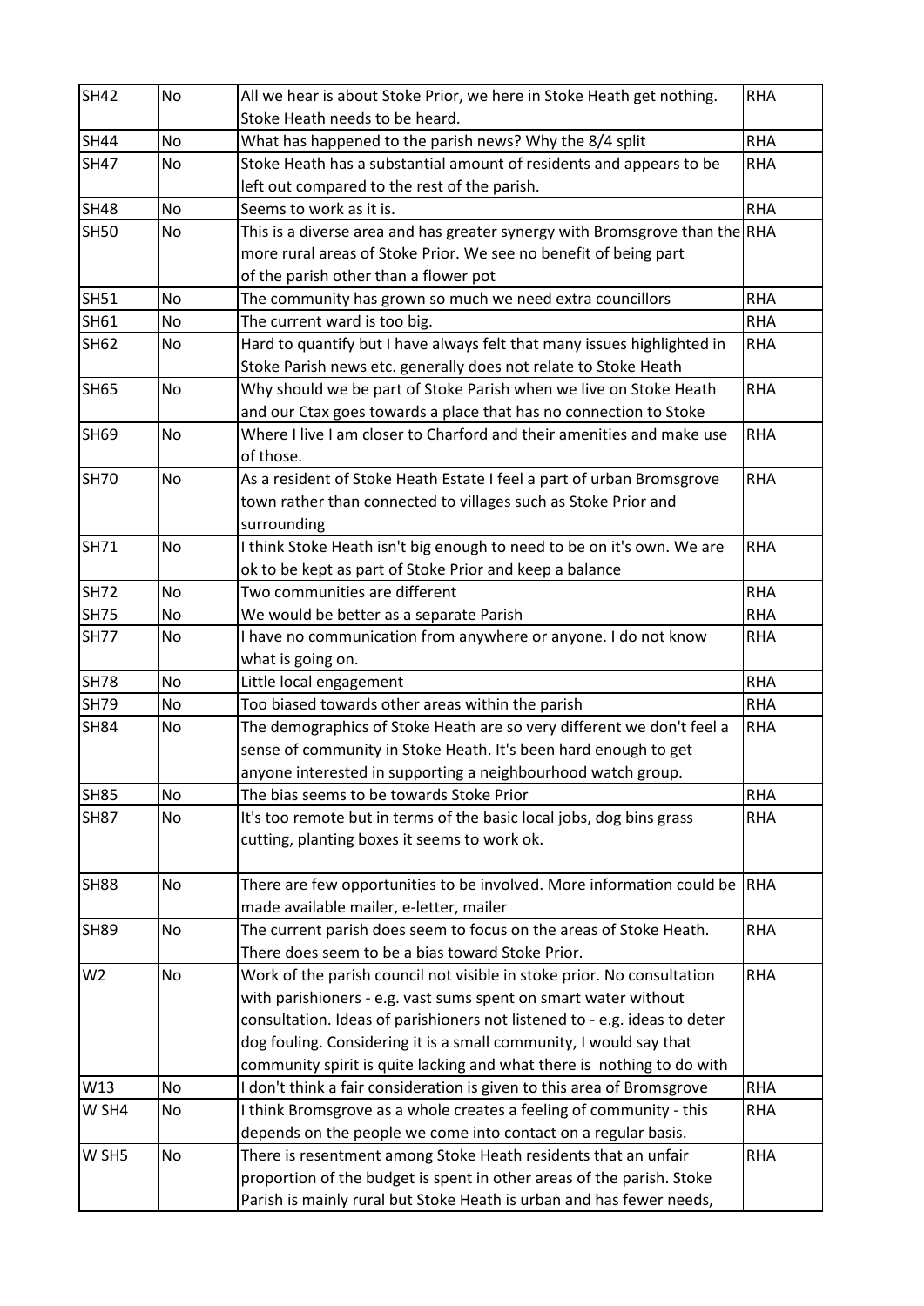| SH42 | No | All we hear is about Stoke Prior, we here in Stoke Heath get nothing. Stoke Heath needs to be heard. | RHA |
|---|---|---|---|
| SH44 | No | What has happened to the parish news? Why the 8/4 split | RHA |
| SH47 | No | Stoke Heath has a substantial amount of residents and appears to be left out compared to the rest of the parish. | RHA |
| SH48 | No | Seems to work as it is. | RHA |
| SH50 | No | This is a diverse area and has greater synergy with Bromsgrove than the more rural areas of Stoke Prior. We see no benefit of being part of the parish other than a flower pot | RHA |
| SH51 | No | The community has grown so much we need extra councillors | RHA |
| SH61 | No | The current ward is too big. | RHA |
| SH62 | No | Hard to quantify but I have always felt that many issues highlighted in Stoke Parish news etc. generally does not relate to Stoke Heath | RHA |
| SH65 | No | Why should we be part of Stoke Parish when we live on Stoke Heath and our Ctax goes towards a place that has no connection to Stoke | RHA |
| SH69 | No | Where I live I am closer to Charford and their amenities and make use of those. | RHA |
| SH70 | No | As a resident of Stoke Heath Estate I feel a part of urban Bromsgrove town rather than connected to villages such as Stoke Prior and surrounding | RHA |
| SH71 | No | I think Stoke Heath isn't big enough to need to be on it's own. We are ok to be kept as part of Stoke Prior and keep a balance | RHA |
| SH72 | No | Two communities are different | RHA |
| SH75 | No | We would be better as a separate Parish | RHA |
| SH77 | No | I have no communication from anywhere or anyone. I do not know what is going on. | RHA |
| SH78 | No | Little local engagement | RHA |
| SH79 | No | Too biased towards other areas within the parish | RHA |
| SH84 | No | The demographics of Stoke Heath are so very different we don't feel a sense of community in Stoke Heath. It's been hard enough to get anyone interested in supporting a neighbourhood watch group. | RHA |
| SH85 | No | The bias seems to be towards Stoke Prior | RHA |
| SH87 | No | It's too remote but in terms of the basic local jobs, dog bins grass cutting, planting boxes it seems to work ok. | RHA |
| SH88 | No | There are few opportunities to be involved. More information could be made available mailer, e-letter, mailer | RHA |
| SH89 | No | The current parish does seem to focus on the areas of Stoke Heath. There does seem to be a bias toward Stoke Prior. | RHA |
| W2 | No | Work of the parish council not visible in stoke prior. No consultation with parishioners - e.g. vast sums spent on smart water without consultation. Ideas of parishioners not listened to - e.g. ideas to deter dog fouling. Considering it is a small community, I would say that community spirit is quite lacking and what there is nothing to do with | RHA |
| W13 | No | I don't think a fair consideration is given to this area of Bromsgrove | RHA |
| W SH4 | No | I think Bromsgrove as a whole creates a feeling of community - this depends on the people we come into contact on a regular basis. | RHA |
| W SH5 | No | There is resentment among Stoke Heath residents that an unfair proportion of the budget is spent in other areas of the parish. Stoke Parish is mainly rural but Stoke Heath is urban and has fewer needs, | RHA |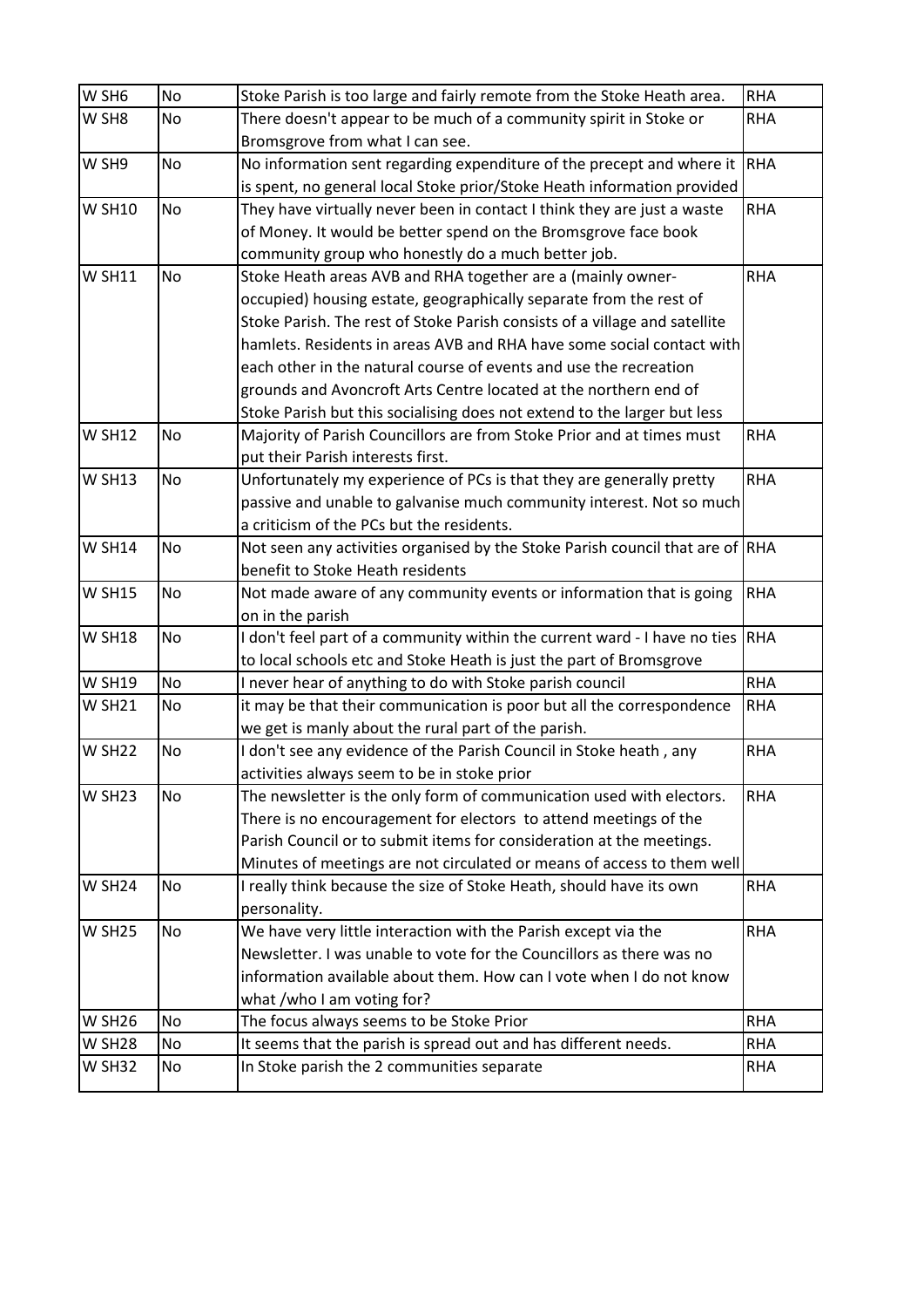| | | | |
|---|---|---|---|
| W SH6 | No | Stoke Parish is too large and fairly remote from the Stoke Heath area. | RHA |
| W SH8 | No | There doesn't appear to be much of a community spirit in Stoke or Bromsgrove from what I can see. | RHA |
| W SH9 | No | No information sent regarding expenditure of the precept and where it is spent, no general local Stoke prior/Stoke Heath information provided | RHA |
| W SH10 | No | They have virtually never been in contact I think they are just a waste of Money. It would be better spend on the Bromsgrove face book community group who honestly do a much better job. | RHA |
| W SH11 | No | Stoke Heath areas AVB and RHA together are a (mainly owner-occupied) housing estate, geographically separate from the rest of Stoke Parish. The rest of Stoke Parish consists of a village and satellite hamlets. Residents in areas AVB and RHA have some social contact with each other in the natural course of events and use the recreation grounds and Avoncroft Arts Centre located at the northern end of Stoke Parish but this socialising does not extend to the larger but less | RHA |
| W SH12 | No | Majority of Parish Councillors are from Stoke Prior and at times must put their Parish interests first. | RHA |
| W SH13 | No | Unfortunately my experience of PCs is that they are generally pretty passive and unable to galvanise much community interest. Not so much a criticism of the PCs but the residents. | RHA |
| W SH14 | No | Not seen any activities organised by the Stoke Parish council that are of benefit to Stoke Heath residents | RHA |
| W SH15 | No | Not made aware of any community events or information that is going on in the parish | RHA |
| W SH18 | No | I don't feel part of a community within the current ward - I have no ties to local schools etc and Stoke Heath is just the part of Bromsgrove | RHA |
| W SH19 | No | I never hear of anything to do with Stoke parish council | RHA |
| W SH21 | No | it may be that their communication is poor but all the correspondence we get is manly about the rural part of the parish. | RHA |
| W SH22 | No | I don't see any evidence of the Parish Council in Stoke heath , any activities always seem to be in stoke prior | RHA |
| W SH23 | No | The newsletter is the only form of communication used with electors. There is no encouragement for electors to attend meetings of the Parish Council or to submit items for consideration at the meetings. Minutes of meetings are not circulated or means of access to them well | RHA |
| W SH24 | No | I really think because the size of Stoke Heath, should have its own personality. | RHA |
| W SH25 | No | We have very little interaction with the Parish except via the Newsletter. I was unable to vote for the Councillors as there was no information available about them. How can I vote when I do not know what /who I am voting for? | RHA |
| W SH26 | No | The focus always seems to be Stoke Prior | RHA |
| W SH28 | No | It seems that the parish is spread out and has different needs. | RHA |
| W SH32 | No | In Stoke parish the 2 communities separate | RHA |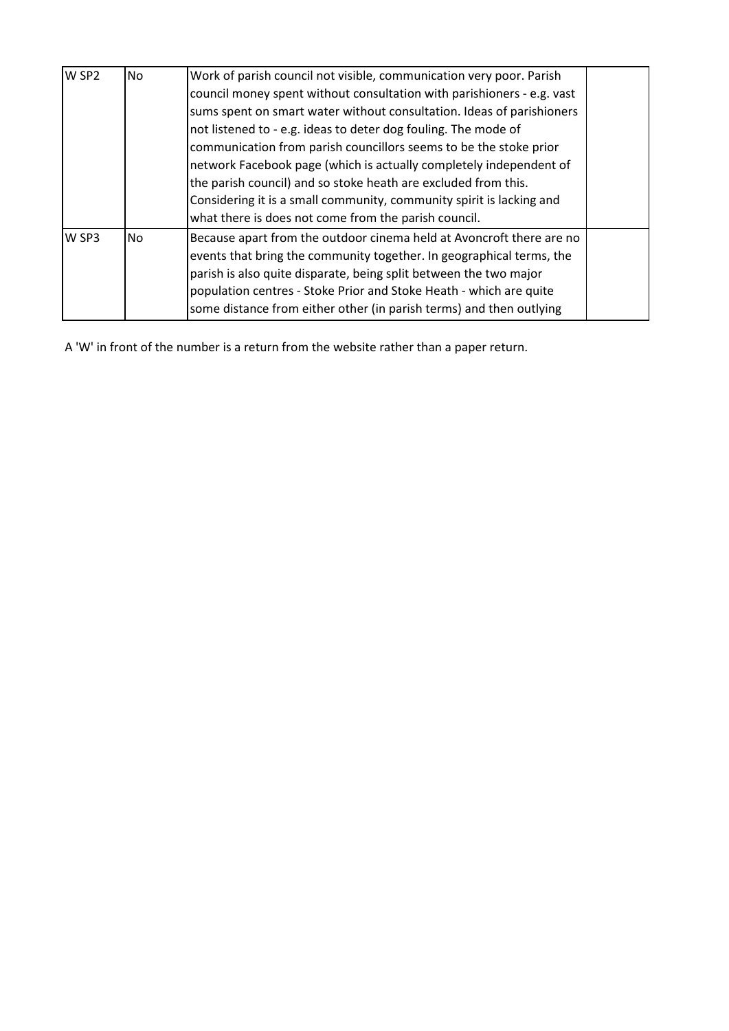| | | | |
|---|---|---|---|
| W SP2 | No | Work of parish council not visible, communication very poor. Parish council money spent without consultation with parishioners - e.g. vast sums spent on smart water without consultation. Ideas of parishioners not listened to - e.g. ideas to deter dog fouling. The mode of communication from parish councillors seems to be the stoke prior network Facebook page (which is actually completely independent of the parish council) and so stoke heath are excluded from this. Considering it is a small community, community spirit is lacking and what there is does not come from the parish council. | |
| W SP3 | No | Because apart from the outdoor cinema held at Avoncroft there are no events that bring the community together. In geographical terms, the parish is also quite disparate, being split between the two major population centres - Stoke Prior and Stoke Heath - which are quite some distance from either other (in parish terms) and then outlying | |

A 'W' in front of the number is a return from the website rather than a paper return.